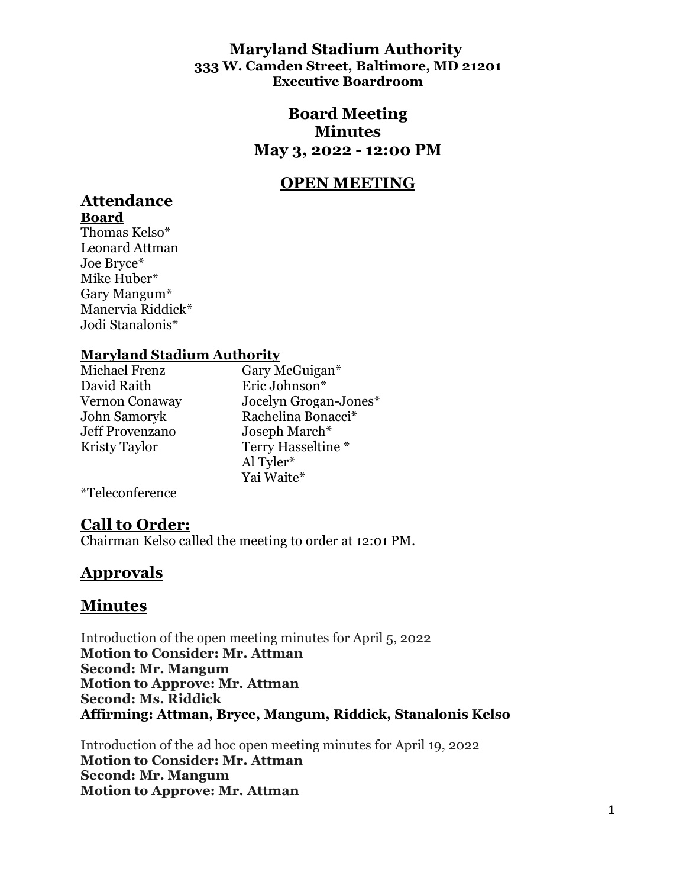# Maryland Stadium Authority

**333 W. Camden Street, Baltimore, MD 21201**
**Executive Boardroom**

## Board Meeting Minutes
## May 3, 2022 - 12:00 PM

## OPEN MEETING

## Attendance

**Board**

Thomas Kelso*
Leonard Attman
Joe Bryce*
Mike Huber*
Gary Mangum*
Manervia Riddick*
Jodi Stanalonis*

**Maryland Stadium Authority**

Michael Frenz
David Raith
Vernon Conaway
John Samoryk
Jeff Provenzano
Kristy Taylor
Gary McGuigan*
Eric Johnson*
Jocelyn Grogan-Jones*
Rachelina Bonacci*
Joseph March*
Terry Hasseltine *
Al Tyler*
Yai Waite*

*Teleconference

## Call to Order:

Chairman Kelso called the meeting to order at 12:01 PM.

## Approvals

## Minutes

Introduction of the open meeting minutes for April 5, 2022
**Motion to Consider: Mr. Attman**
**Second: Mr. Mangum**
**Motion to Approve: Mr. Attman**
**Second: Ms. Riddick**
**Affirming: Attman, Bryce, Mangum, Riddick, Stanalonis Kelso**

Introduction of the ad hoc open meeting minutes for April 19, 2022
**Motion to Consider: Mr. Attman**
**Second: Mr. Mangum**
**Motion to Approve: Mr. Attman**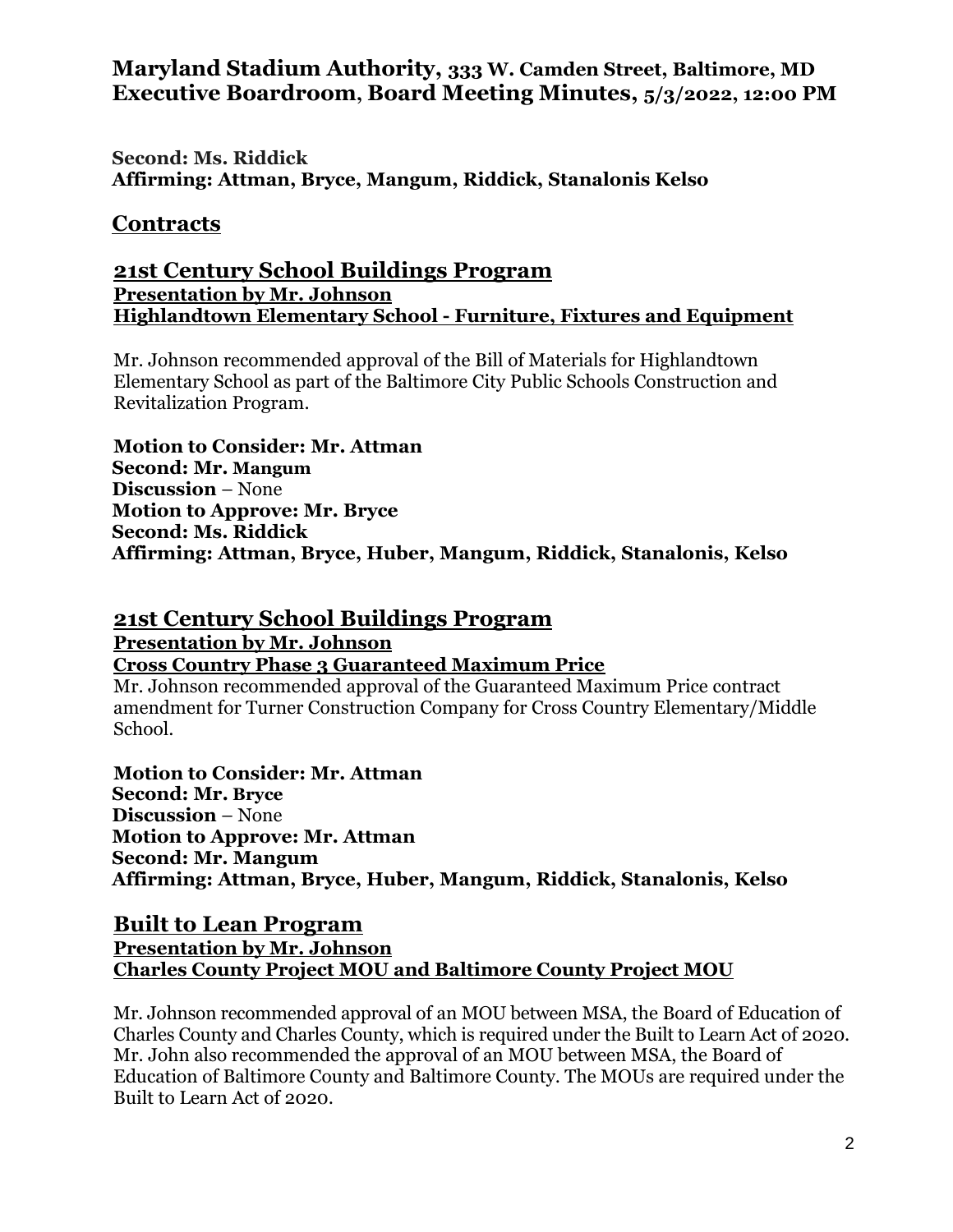**Second: Ms. Riddick**
**Affirming: Attman, Bryce, Mangum, Riddick, Stanalonis Kelso**

## Contracts

## 21st Century School Buildings Program

**Presentation by Mr. Johnson**
**Highlandtown Elementary School - Furniture, Fixtures and Equipment**

Mr. Johnson recommended approval of the Bill of Materials for Highlandtown Elementary School as part of the Baltimore City Public Schools Construction and Revitalization Program.

**Motion to Consider: Mr. Attman**
**Second: Mr. Mangum**
**Discussion** – None
**Motion to Approve: Mr. Bryce**
**Second: Ms. Riddick**
**Affirming: Attman, Bryce, Huber, Mangum, Riddick, Stanalonis, Kelso**

## 21st Century School Buildings Program

**Presentation by Mr. Johnson**
**Cross Country Phase 3 Guaranteed Maximum Price**

Mr. Johnson recommended approval of the Guaranteed Maximum Price contract amendment for Turner Construction Company for Cross Country Elementary/Middle School.

**Motion to Consider: Mr. Attman**
**Second: Mr. Bryce**
**Discussion** – None
**Motion to Approve: Mr. Attman**
**Second: Mr. Mangum**
**Affirming: Attman, Bryce, Huber, Mangum, Riddick, Stanalonis, Kelso**

## Built to Lean Program

**Presentation by Mr. Johnson**
**Charles County Project MOU and Baltimore County Project MOU**

Mr. Johnson recommended approval of an MOU between MSA, the Board of Education of Charles County and Charles County, which is required under the Built to Learn Act of 2020. Mr. John also recommended the approval of an MOU between MSA, the Board of Education of Baltimore County and Baltimore County. The MOUs are required under the Built to Learn Act of 2020.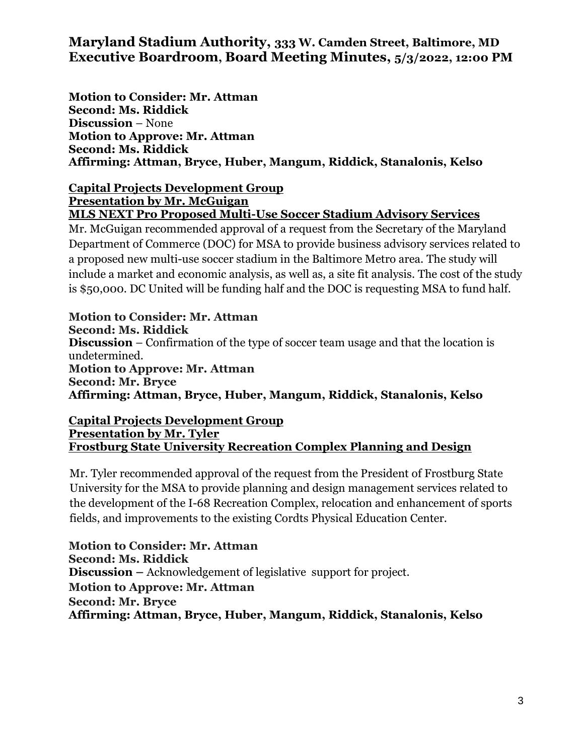**Motion to Consider: Mr. Attman**
**Second: Ms. Riddick**
**Discussion** – None
**Motion to Approve: Mr. Attman**
**Second: Ms. Riddick**
**Affirming: Attman, Bryce, Huber, Mangum, Riddick, Stanalonis, Kelso**

**Capital Projects Development Group**
**Presentation by Mr. McGuigan**
**MLS NEXT Pro Proposed Multi-Use Soccer Stadium Advisory Services**

Mr. McGuigan recommended approval of a request from the Secretary of the Maryland Department of Commerce (DOC) for MSA to provide business advisory services related to a proposed new multi-use soccer stadium in the Baltimore Metro area. The study will include a market and economic analysis, as well as, a site fit analysis. The cost of the study is $50,000. DC United will be funding half and the DOC is requesting MSA to fund half.

**Motion to Consider: Mr. Attman**
**Second: Ms. Riddick**
**Discussion** – Confirmation of the type of soccer team usage and that the location is undetermined.
**Motion to Approve: Mr. Attman**
**Second: Mr. Bryce**
**Affirming: Attman, Bryce, Huber, Mangum, Riddick, Stanalonis, Kelso**

**Capital Projects Development Group**
**Presentation by Mr. Tyler**
**Frostburg State University Recreation Complex Planning and Design**

Mr. Tyler recommended approval of the request from the President of Frostburg State University for the MSA to provide planning and design management services related to the development of the I-68 Recreation Complex, relocation and enhancement of sports fields, and improvements to the existing Cordts Physical Education Center.

**Motion to Consider: Mr. Attman**
**Second: Ms. Riddick**
**Discussion –** Acknowledgement of legislative support for project.
**Motion to Approve: Mr. Attman**
**Second: Mr. Bryce**
**Affirming: Attman, Bryce, Huber, Mangum, Riddick, Stanalonis, Kelso**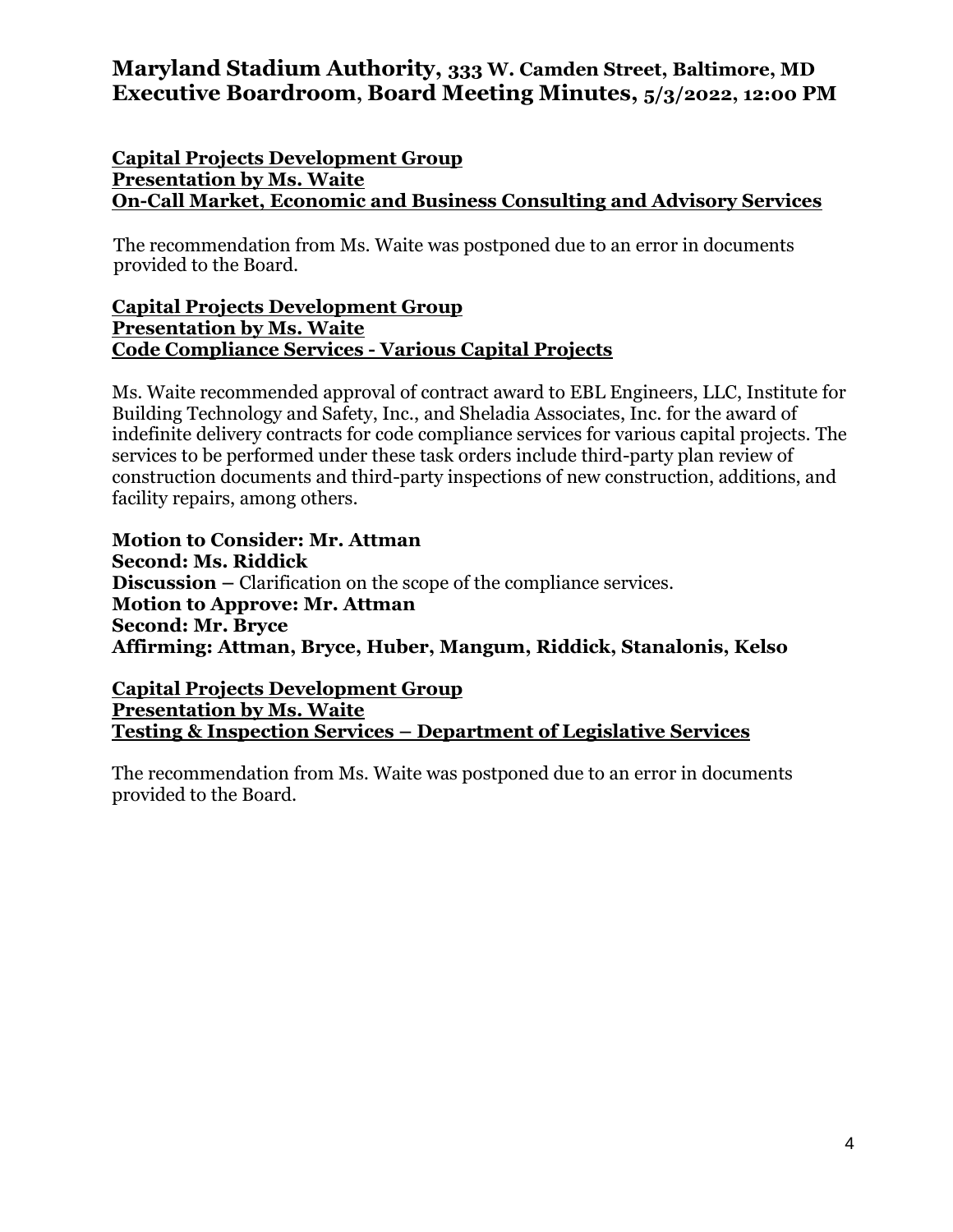**Capital Projects Development Group**
**Presentation by Ms. Waite**
**On-Call Market, Economic and Business Consulting and Advisory Services**

The recommendation from Ms. Waite was postponed due to an error in documents provided to the Board.

**Capital Projects Development Group**
**Presentation by Ms. Waite**
**Code Compliance Services - Various Capital Projects**

Ms. Waite recommended approval of contract award to EBL Engineers, LLC, Institute for Building Technology and Safety, Inc., and Sheladia Associates, Inc. for the award of indefinite delivery contracts for code compliance services for various capital projects. The services to be performed under these task orders include third-party plan review of construction documents and third-party inspections of new construction, additions, and facility repairs, among others.

**Motion to Consider: Mr. Attman**
**Second: Ms. Riddick**
**Discussion –** Clarification on the scope of the compliance services.
**Motion to Approve: Mr. Attman**
**Second: Mr. Bryce**
**Affirming: Attman, Bryce, Huber, Mangum, Riddick, Stanalonis, Kelso**

**Capital Projects Development Group**
**Presentation by Ms. Waite**
**Testing & Inspection Services – Department of Legislative Services**

The recommendation from Ms. Waite was postponed due to an error in documents provided to the Board.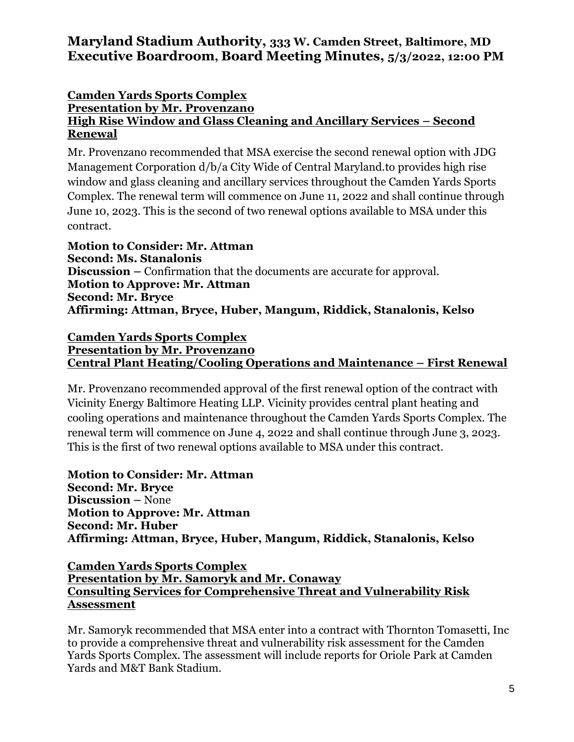**Camden Yards Sports Complex**
**Presentation by Mr. Provenzano**
**High Rise Window and Glass Cleaning and Ancillary Services – Second Renewal**

Mr. Provenzano recommended that MSA exercise the second renewal option with JDG Management Corporation d/b/a City Wide of Central Maryland.to provides high rise window and glass cleaning and ancillary services throughout the Camden Yards Sports Complex. The renewal term will commence on June 11, 2022 and shall continue through June 10, 2023. This is the second of two renewal options available to MSA under this contract.

**Motion to Consider: Mr. Attman**
**Second: Ms. Stanalonis**
**Discussion –** Confirmation that the documents are accurate for approval.
**Motion to Approve: Mr. Attman**
**Second: Mr. Bryce**
**Affirming: Attman, Bryce, Huber, Mangum, Riddick, Stanalonis, Kelso**

**Camden Yards Sports Complex**
**Presentation by Mr. Provenzano**
**Central Plant Heating/Cooling Operations and Maintenance – First Renewal**

Mr. Provenzano recommended approval of the first renewal option of the contract with Vicinity Energy Baltimore Heating LLP. Vicinity provides central plant heating and cooling operations and maintenance throughout the Camden Yards Sports Complex. The renewal term will commence on June 4, 2022 and shall continue through June 3, 2023. This is the first of two renewal options available to MSA under this contract.

**Motion to Consider: Mr. Attman**
**Second: Mr. Bryce**
**Discussion –** None
**Motion to Approve: Mr. Attman**
**Second: Mr. Huber**
**Affirming: Attman, Bryce, Huber, Mangum, Riddick, Stanalonis, Kelso**

**Camden Yards Sports Complex**
**Presentation by Mr. Samoryk and Mr. Conaway**
**Consulting Services for Comprehensive Threat and Vulnerability Risk Assessment**

Mr. Samoryk recommended that MSA enter into a contract with Thornton Tomasetti, Inc to provide a comprehensive threat and vulnerability risk assessment for the Camden Yards Sports Complex. The assessment will include reports for Oriole Park at Camden Yards and M&T Bank Stadium.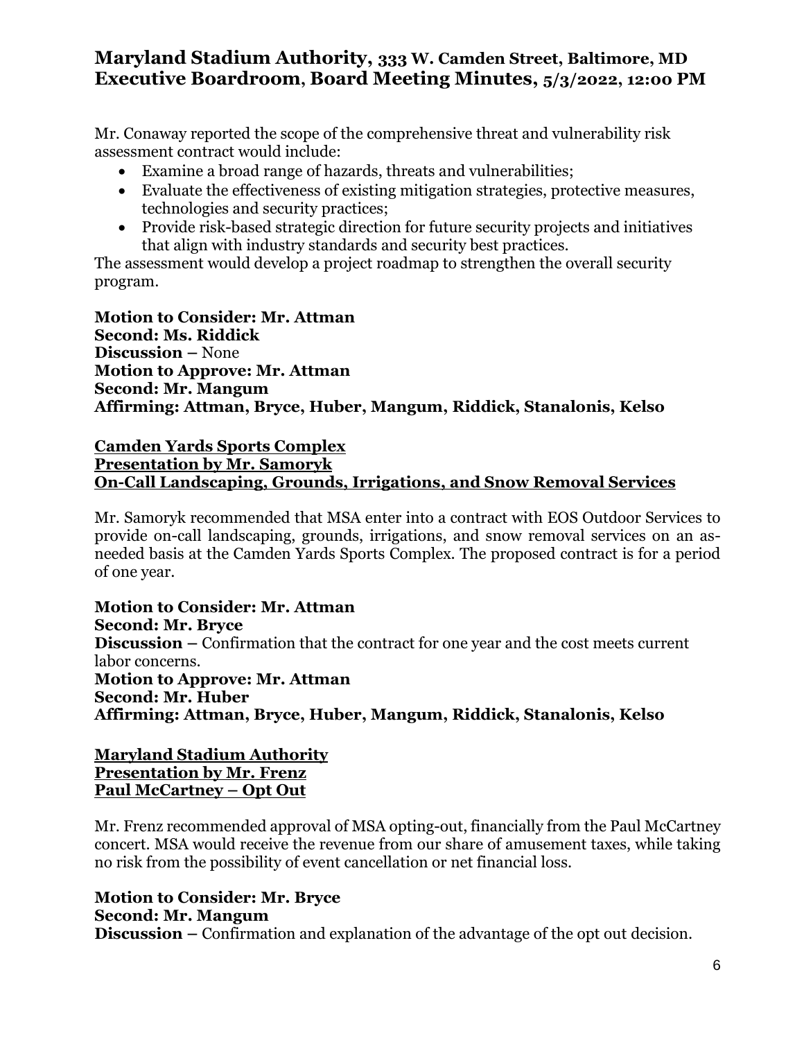Mr. Conaway reported the scope of the comprehensive threat and vulnerability risk assessment contract would include:

- Examine a broad range of hazards, threats and vulnerabilities;
- Evaluate the effectiveness of existing mitigation strategies, protective measures, technologies and security practices;
- Provide risk-based strategic direction for future security projects and initiatives that align with industry standards and security best practices.

The assessment would develop a project roadmap to strengthen the overall security program.

**Motion to Consider: Mr. Attman**
**Second: Ms. Riddick**
**Discussion –** None
**Motion to Approve: Mr. Attman**
**Second: Mr. Mangum**
**Affirming: Attman, Bryce, Huber, Mangum, Riddick, Stanalonis, Kelso**

**<u>Camden Yards Sports Complex</u>**
**<u>Presentation by Mr. Samoryk</u>**
**<u>On-Call Landscaping, Grounds, Irrigations, and Snow Removal Services</u>**

Mr. Samoryk recommended that MSA enter into a contract with EOS Outdoor Services to provide on-call landscaping, grounds, irrigations, and snow removal services on an as-needed basis at the Camden Yards Sports Complex. The proposed contract is for a period of one year.

**Motion to Consider: Mr. Attman**
**Second: Mr. Bryce**
**Discussion –** Confirmation that the contract for one year and the cost meets current labor concerns.
**Motion to Approve: Mr. Attman**
**Second: Mr. Huber**
**Affirming: Attman, Bryce, Huber, Mangum, Riddick, Stanalonis, Kelso**

**<u>Maryland Stadium Authority</u>**
**<u>Presentation by Mr. Frenz</u>**
**<u>Paul McCartney – Opt Out</u>**

Mr. Frenz recommended approval of MSA opting-out, financially from the Paul McCartney concert. MSA would receive the revenue from our share of amusement taxes, while taking no risk from the possibility of event cancellation or net financial loss.

**Motion to Consider: Mr. Bryce**
**Second: Mr. Mangum**
**Discussion –** Confirmation and explanation of the advantage of the opt out decision.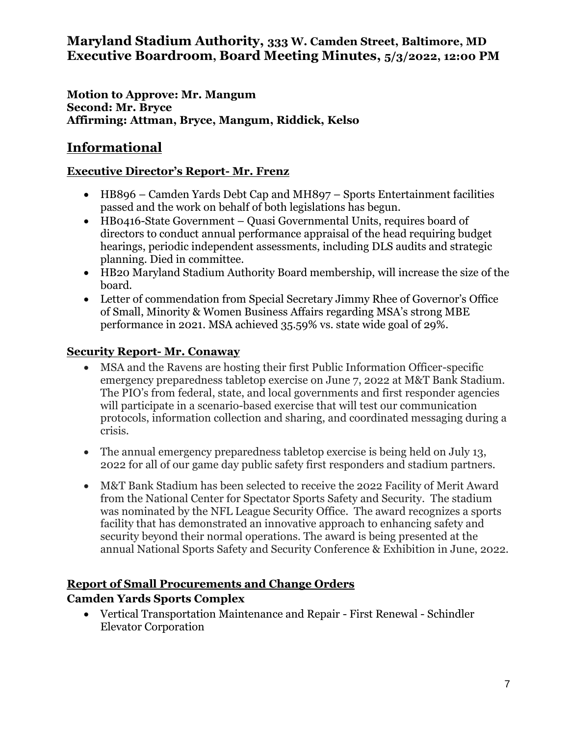# Maryland Stadium Authority, 333 W. Camden Street, Baltimore, MD Executive Boardroom, Board Meeting Minutes, 5/3/2022, 12:00 PM

**Motion to Approve: Mr. Mangum**
**Second: Mr. Bryce**
**Affirming: Attman, Bryce, Mangum, Riddick, Kelso**

## Informational

### Executive Director's Report- Mr. Frenz

- HB896 – Camden Yards Debt Cap and MH897 – Sports Entertainment facilities passed and the work on behalf of both legislations has begun.
- HB0416-State Government – Quasi Governmental Units, requires board of directors to conduct annual performance appraisal of the head requiring budget hearings, periodic independent assessments, including DLS audits and strategic planning. Died in committee.
- HB20 Maryland Stadium Authority Board membership, will increase the size of the board.
- Letter of commendation from Special Secretary Jimmy Rhee of Governor's Office of Small, Minority & Women Business Affairs regarding MSA's strong MBE performance in 2021. MSA achieved 35.59% vs. state wide goal of 29%.

### Security Report- Mr. Conaway

- MSA and the Ravens are hosting their first Public Information Officer-specific emergency preparedness tabletop exercise on June 7, 2022 at M&T Bank Stadium. The PIO's from federal, state, and local governments and first responder agencies will participate in a scenario-based exercise that will test our communication protocols, information collection and sharing, and coordinated messaging during a crisis.
- The annual emergency preparedness tabletop exercise is being held on July 13, 2022 for all of our game day public safety first responders and stadium partners.
- M&T Bank Stadium has been selected to receive the 2022 Facility of Merit Award from the National Center for Spectator Sports Safety and Security. The stadium was nominated by the NFL League Security Office. The award recognizes a sports facility that has demonstrated an innovative approach to enhancing safety and security beyond their normal operations. The award is being presented at the annual National Sports Safety and Security Conference & Exhibition in June, 2022.

### Report of Small Procurements and Change Orders

**Camden Yards Sports Complex**

- Vertical Transportation Maintenance and Repair - First Renewal - Schindler Elevator Corporation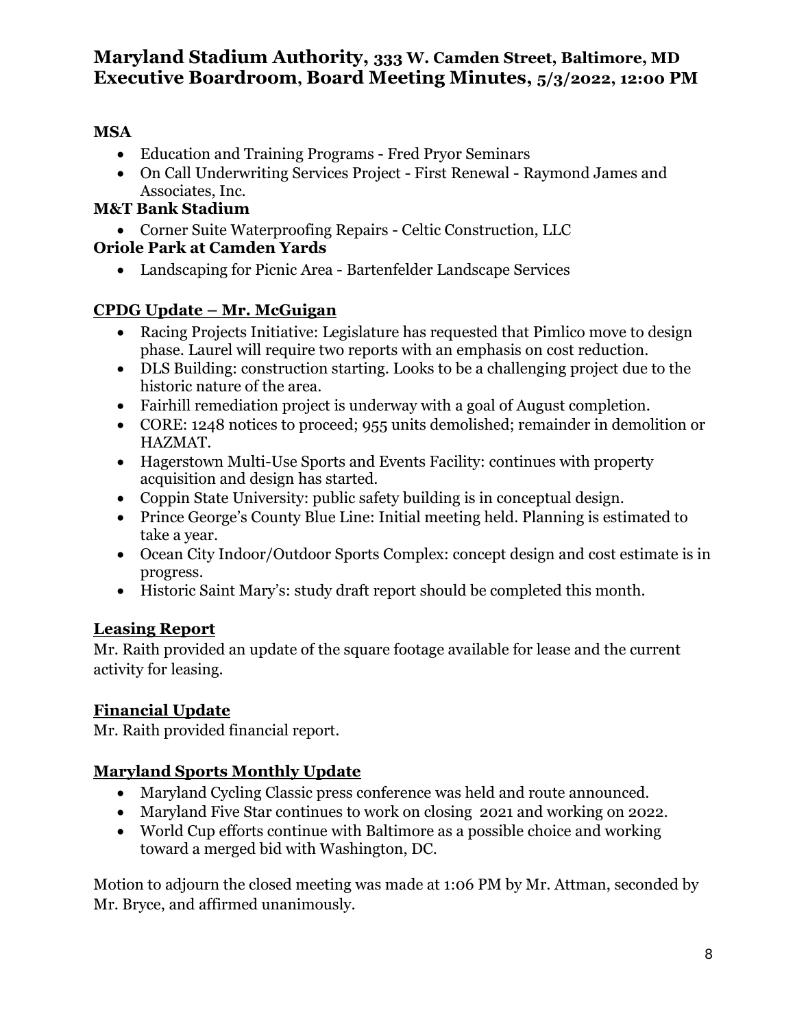**MSA**

- Education and Training Programs - Fred Pryor Seminars
- On Call Underwriting Services Project - First Renewal - Raymond James and Associates, Inc.

**M&T Bank Stadium**

- Corner Suite Waterproofing Repairs - Celtic Construction, LLC

**Oriole Park at Camden Yards**

- Landscaping for Picnic Area - Bartenfelder Landscape Services

## CPDG Update – Mr. McGuigan

- Racing Projects Initiative: Legislature has requested that Pimlico move to design phase. Laurel will require two reports with an emphasis on cost reduction.
- DLS Building: construction starting. Looks to be a challenging project due to the historic nature of the area.
- Fairhill remediation project is underway with a goal of August completion.
- CORE: 1248 notices to proceed; 955 units demolished; remainder in demolition or HAZMAT.
- Hagerstown Multi-Use Sports and Events Facility: continues with property acquisition and design has started.
- Coppin State University: public safety building is in conceptual design.
- Prince George's County Blue Line: Initial meeting held. Planning is estimated to take a year.
- Ocean City Indoor/Outdoor Sports Complex: concept design and cost estimate is in progress.
- Historic Saint Mary's: study draft report should be completed this month.

## Leasing Report

Mr. Raith provided an update of the square footage available for lease and the current activity for leasing.

## Financial Update

Mr. Raith provided financial report.

## Maryland Sports Monthly Update

- Maryland Cycling Classic press conference was held and route announced.
- Maryland Five Star continues to work on closing 2021 and working on 2022.
- World Cup efforts continue with Baltimore as a possible choice and working toward a merged bid with Washington, DC.

Motion to adjourn the closed meeting was made at 1:06 PM by Mr. Attman, seconded by Mr. Bryce, and affirmed unanimously.